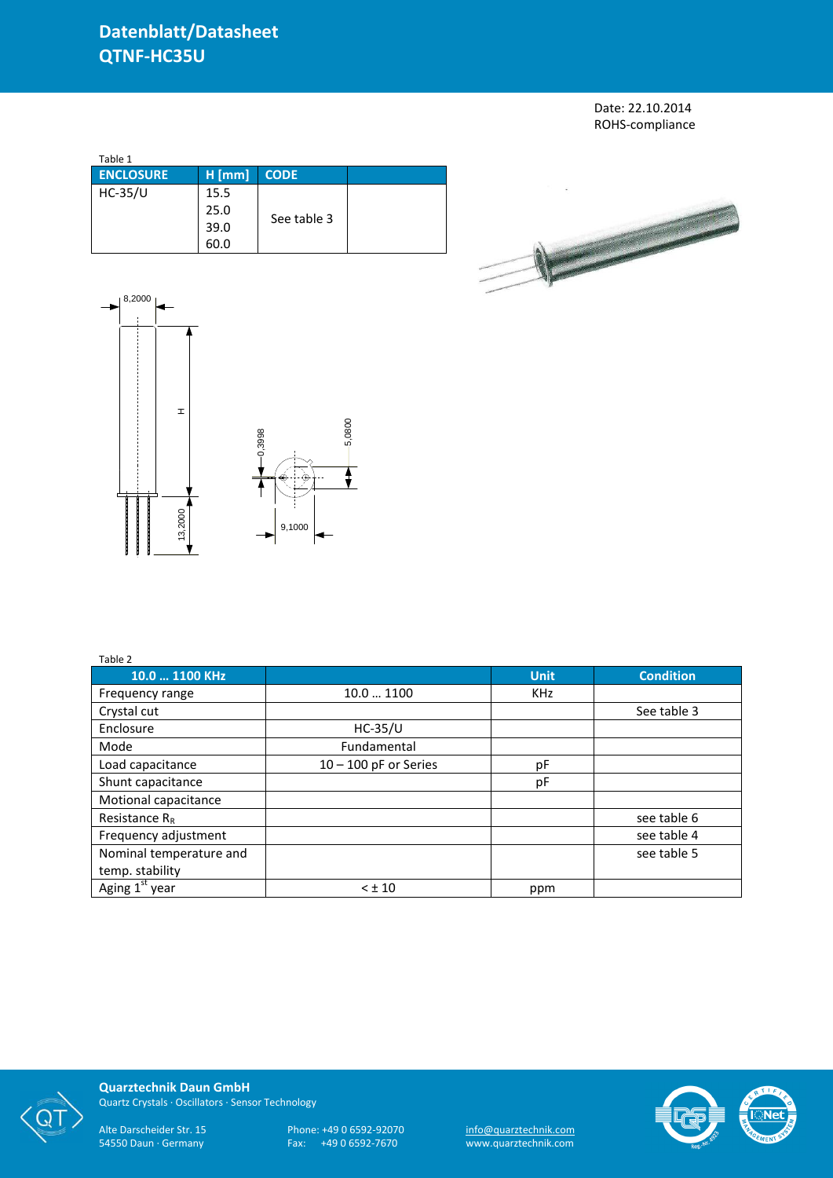# Datenblatt/Datasheet
# QTNF-HC35U

Date: 22.10.2014
ROHS-compliance

Table 1

| ENCLOSURE | H [mm] | CODE | |
|---|---|---|---|
| HC-35/U | 15.5<br>25.0<br>39.0<br>60.0 | See table 3 | |

8,2000

H

13,2000

0,3998

5,0800

9,1000

Table 2

| 10.0 … 1100 KHz | | Unit | Condition |
|---|---|---|---|
| Frequency range | 10.0 … 1100 | KHz | |
| Crystal cut | | | See table 3 |
| Enclosure | HC-35/U | | |
| Mode | Fundamental | | |
| Load capacitance | 10 – 100 pF or Series | pF | |
| Shunt capacitance | | pF | |
| Motional capacitance | | | |
| Resistance $R_R$ | | | see table 6 |
| Frequency adjustment | | | see table 4 |
| Nominal temperature and temp. stability | | | see table 5 |
| Aging 1st year | < ± 10 | ppm | |

**Quarztechnik Daun GmbH**
Quartz Crystals · Oscillators · Sensor Technology

Alte Darscheider Str. 15
54550 Daun · Germany

Phone: +49 0 6592-92070
Fax: +49 0 6592-7670

info@quarztechnik.com
www.quarztechnik.com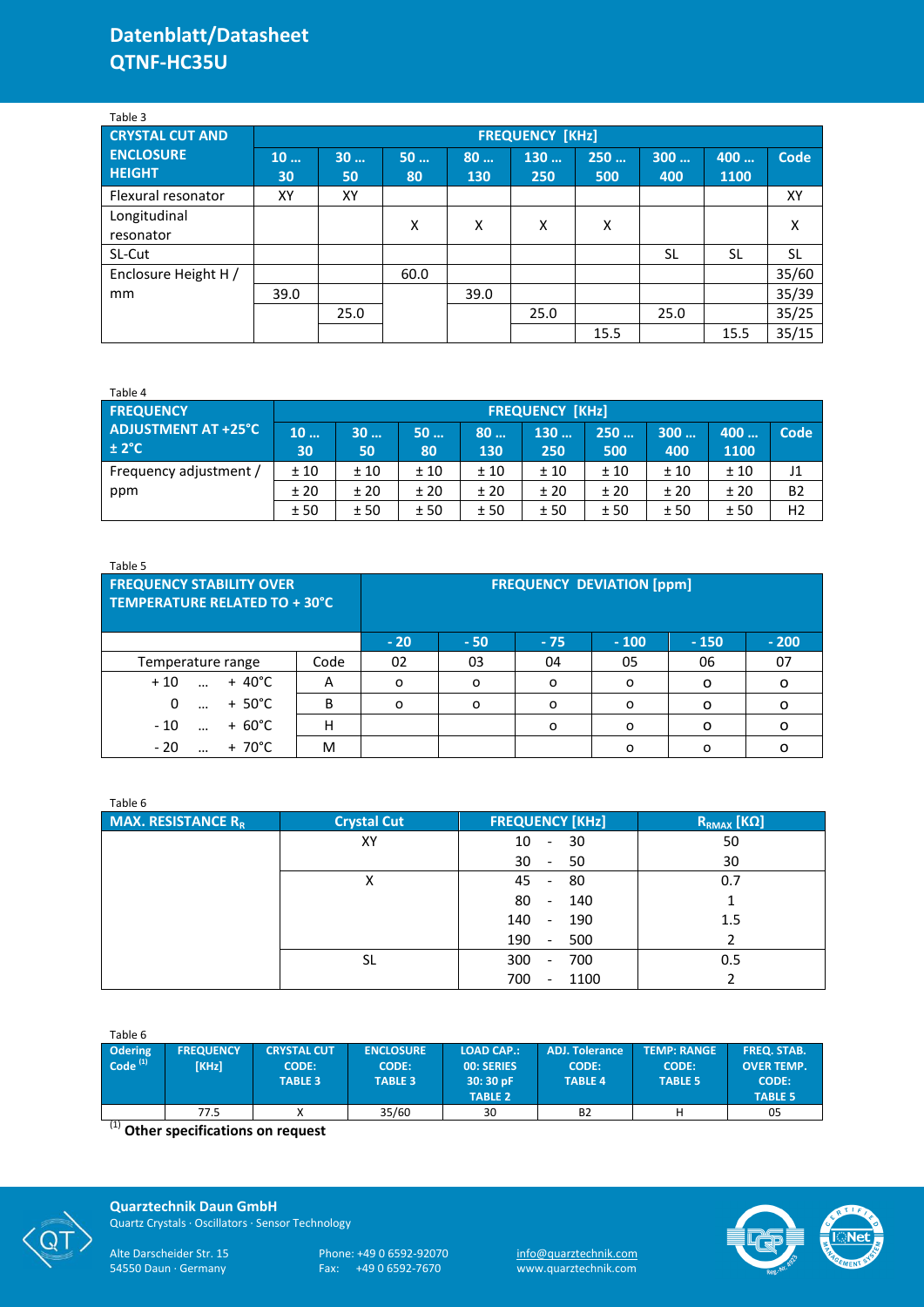# Datenblatt/Datasheet
# QTNF-HC35U

Table 3

| CRYSTAL CUT AND ENCLOSURE HEIGHT | FREQUENCY [KHz] | | | | | | | | |
|---|---|---|---|---|---|---|---|---|---|
| | 10 … 30 | 30 … 50 | 50 … 80 | 80 … 130 | 130 … 250 | 250 … 500 | 300 … 400 | 400 … 1100 | Code |
| Flexural resonator | XY | XY | | | | | | | XY |
| Longitudinal resonator | | | X | X | X | X | | | X |
| SL-Cut | | | | | | | SL | SL | SL |
| Enclosure Height H / mm | | | 60.0 | | | | | | 35/60 |
| | 39.0 | | | 39.0 | | | | | 35/39 |
| | | 25.0 | | | 25.0 | | 25.0 | | 35/25 |
| | | | | | | 15.5 | | 15.5 | 35/15 |

Table 4

| FREQUENCY ADJUSTMENT AT +25°C ± 2°C | FREQUENCY [KHz] | | | | | | | | |
|---|---|---|---|---|---|---|---|---|---|
| | 10 … 30 | 30 … 50 | 50 … 80 | 80 … 130 | 130 … 250 | 250 … 500 | 300 … 400 | 400 … 1100 | Code |
| Frequency adjustment / ppm | ± 10 | ± 10 | ± 10 | ± 10 | ± 10 | ± 10 | ± 10 | ± 10 | J1 |
| | ± 20 | ± 20 | ± 20 | ± 20 | ± 20 | ± 20 | ± 20 | ± 20 | B2 |
| | ± 50 | ± 50 | ± 50 | ± 50 | ± 50 | ± 50 | ± 50 | ± 50 | H2 |

Table 5

| FREQUENCY STABILITY OVER TEMPERATURE RELATED TO + 30°C | | FREQUENCY DEVIATION [ppm] | | | | | |
|---|---|---|---|---|---|---|---|
| | | - 20 | - 50 | - 75 | - 100 | - 150 | - 200 |
| Temperature range | Code | 02 | 03 | 04 | 05 | 06 | 07 |
| + 10 … + 40°C | A | o | o | o | o | o | o |
| 0 … + 50°C | B | o | o | o | o | o | o |
| - 10 … + 60°C | H | | | o | o | o | o |
| - 20 … + 70°C | M | | | | o | o | o |

Table 6

| MAX. RESISTANCE $R_R$ | Crystal Cut | FREQUENCY [KHz] | $R_{RMAX}$ [KΩ] |
|---|---|---|---|
| | XY | 10 - 30 | 50 |
| | | 30 - 50 | 30 |
| | X | 45 - 80 | 0.7 |
| | | 80 - 140 | 1 |
| | | 140 - 190 | 1.5 |
| | | 190 - 500 | 2 |
| | SL | 300 - 700 | 0.5 |
| | | 700 - 1100 | 2 |

Table 6

| Odering Code [1] | FREQUENCY [KHz] | CRYSTAL CUT CODE: TABLE 3 | ENCLOSURE CODE: TABLE 3 | LOAD CAP.: 00: SERIES 30: 30 pF TABLE 2 | ADJ. Tolerance CODE: TABLE 4 | TEMP: RANGE CODE: TABLE 5 | FREQ. STAB. OVER TEMP. CODE: TABLE 5 |
|---|---|---|---|---|---|---|---|
| | 77.5 | X | 35/60 | 30 | B2 | H | 05 |

[1] **Other specifications on request**

**Quarztechnik Daun GmbH**
Quartz Crystals · Oscillators · Sensor Technology

Alte Darscheider Str. 15
54550 Daun · Germany

Phone: +49 0 6592-92070
Fax: +49 0 6592-7670

info@quarztechnik.com
www.quarztechnik.com